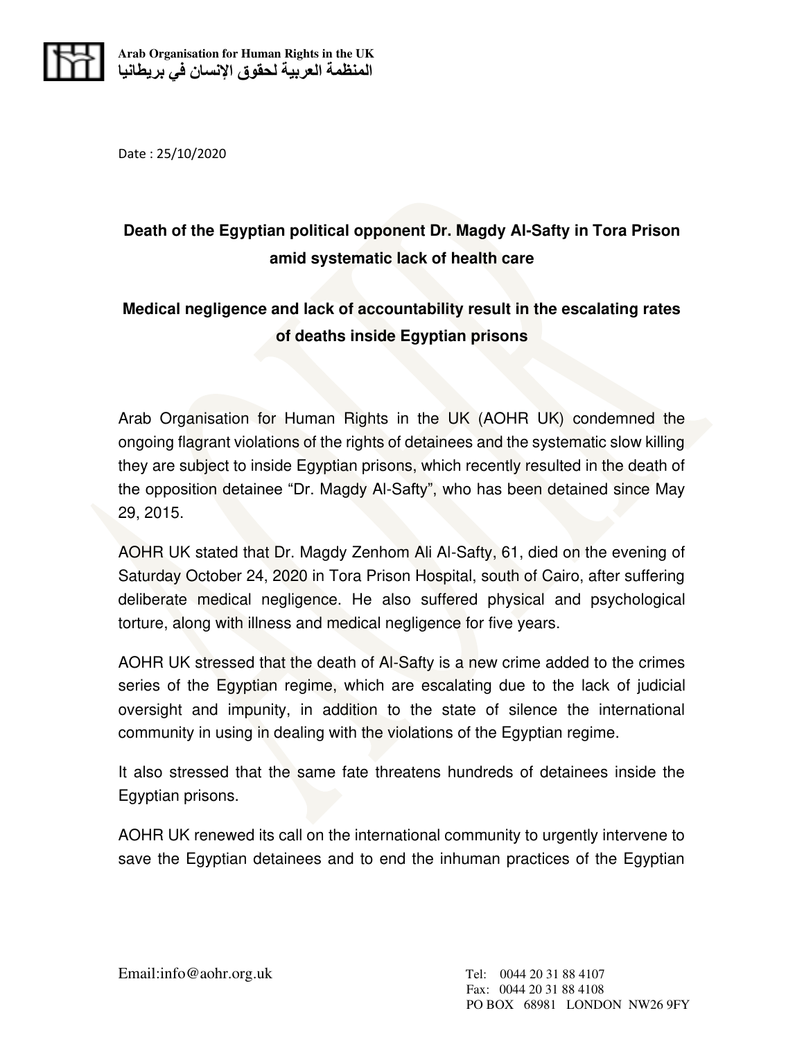Arab Organisation for Human Rights in the UK
المنظمة العربية لحقوق الإنسان في بريطانيا

Date : 25/10/2020

**Death of the Egyptian political opponent Dr. Magdy Al-Safty in Tora Prison amid systematic lack of health care**

**Medical negligence and lack of accountability result in the escalating rates of deaths inside Egyptian prisons**

Arab Organisation for Human Rights in the UK (AOHR UK) condemned the ongoing flagrant violations of the rights of detainees and the systematic slow killing they are subject to inside Egyptian prisons, which recently resulted in the death of the opposition detainee "Dr. Magdy Al-Safty", who has been detained since May 29, 2015.

AOHR UK stated that Dr. Magdy Zenhom Ali Al-Safty, 61, died on the evening of Saturday October 24, 2020 in Tora Prison Hospital, south of Cairo, after suffering deliberate medical negligence. He also suffered physical and psychological torture, along with illness and medical negligence for five years.

AOHR UK stressed that the death of Al-Safty is a new crime added to the crimes series of the Egyptian regime, which are escalating due to the lack of judicial oversight and impunity, in addition to the state of silence the international community in using in dealing with the violations of the Egyptian regime.

It also stressed that the same fate threatens hundreds of detainees inside the Egyptian prisons.

AOHR UK renewed its call on the international community to urgently intervene to save the Egyptian detainees and to end the inhuman practices of the Egyptian

Email:info@aohr.org.uk

Tel: 0044 20 31 88 4107
Fax: 0044 20 31 88 4108
PO BOX 68981 LONDON NW26 9FY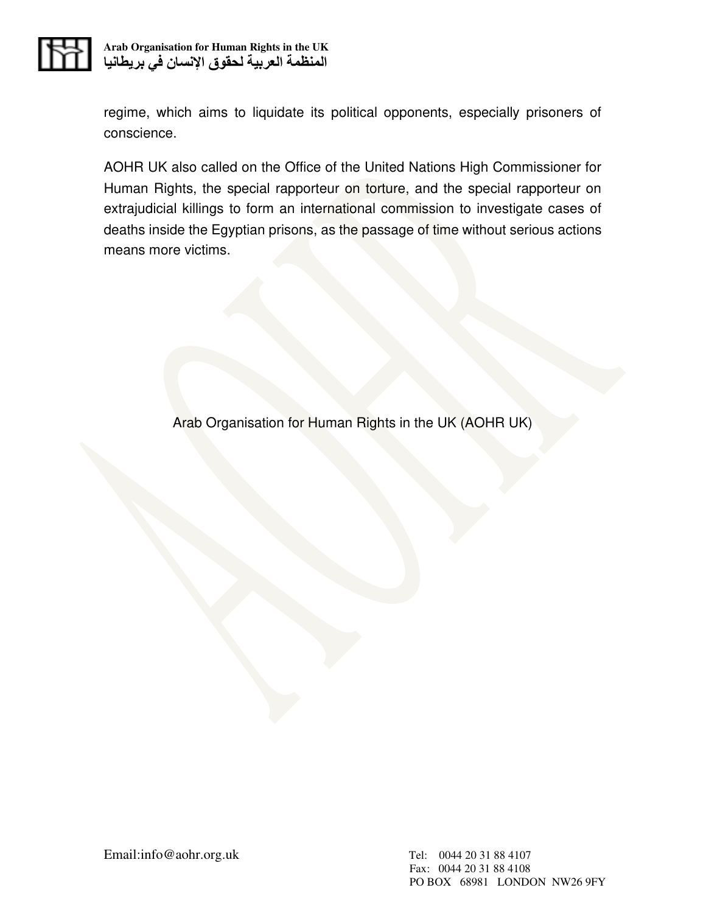regime, which aims to liquidate its political opponents, especially prisoners of conscience.

AOHR UK also called on the Office of the United Nations High Commissioner for Human Rights, the special rapporteur on torture, and the special rapporteur on extrajudicial killings to form an international commission to investigate cases of deaths inside the Egyptian prisons, as the passage of time without serious actions means more victims.

Arab Organisation for Human Rights in the UK (AOHR UK)